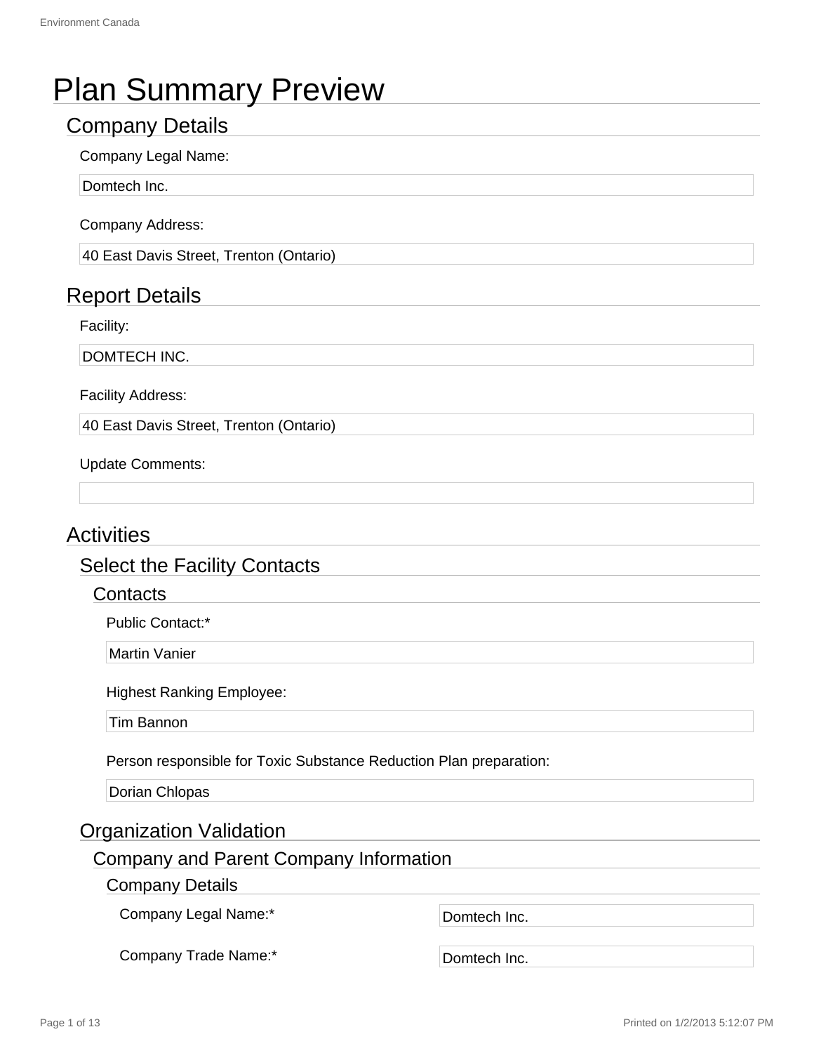# Plan Summary Preview

## Company Details

Company Legal Name:

Domtech Inc.

Company Address:

40 East Davis Street, Trenton (Ontario)

## Report Details

Facility:

DOMTECH INC.

Facility Address:

40 East Davis Street, Trenton (Ontario)

Update Comments:

## Activities

### Select the Facility Contacts

#### Contacts

Public Contact:*

Martin Vanier

Highest Ranking Employee:

Tim Bannon

Person responsible for Toxic Substance Reduction Plan preparation:

Dorian Chlopas

### Organization Validation

#### Company and Parent Company Information

##### Company Details

| | |
|---|---|
| Company Legal Name:* | Domtech Inc. |
| Company Trade Name:* | Domtech Inc. |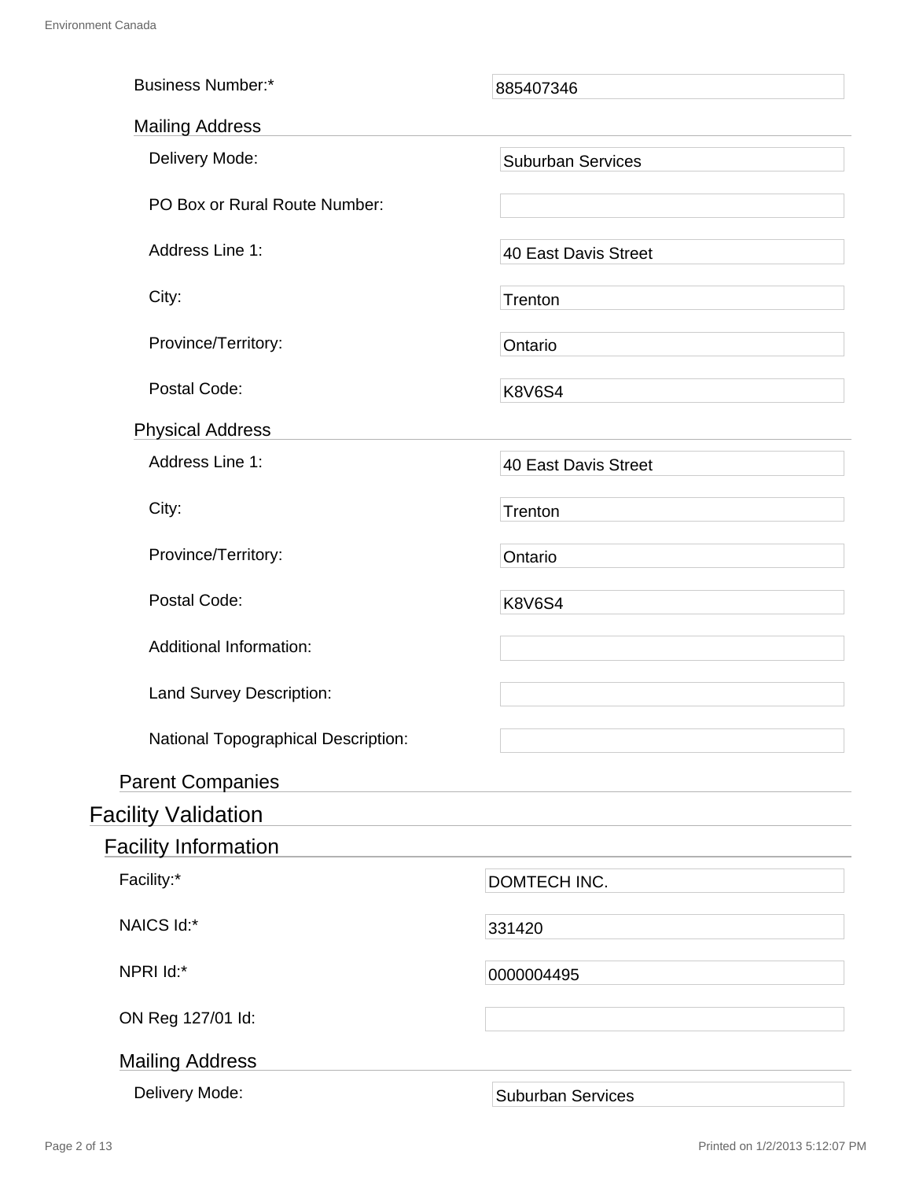| Field | Value |
| --- | --- |
| Business Number:* | 885407346 |

### Mailing Address

| Field | Value |
| --- | --- |
| Delivery Mode: | Suburban Services |
| PO Box or Rural Route Number: | |
| Address Line 1: | 40 East Davis Street |
| City: | Trenton |
| Province/Territory: | Ontario |
| Postal Code: | K8V6S4 |

### Physical Address

| Field | Value |
| --- | --- |
| Address Line 1: | 40 East Davis Street |
| City: | Trenton |
| Province/Territory: | Ontario |
| Postal Code: | K8V6S4 |
| Additional Information: | |
| Land Survey Description: | |
| National Topographical Description: | |

### Parent Companies

# Facility Validation

## Facility Information

| Field | Value |
| --- | --- |
| Facility:* | DOMTECH INC. |
| NAICS Id:* | 331420 |
| NPRI Id:* | 0000004495 |
| ON Reg 127/01 Id: | |

### Mailing Address

| Field | Value |
| --- | --- |
| Delivery Mode: | Suburban Services |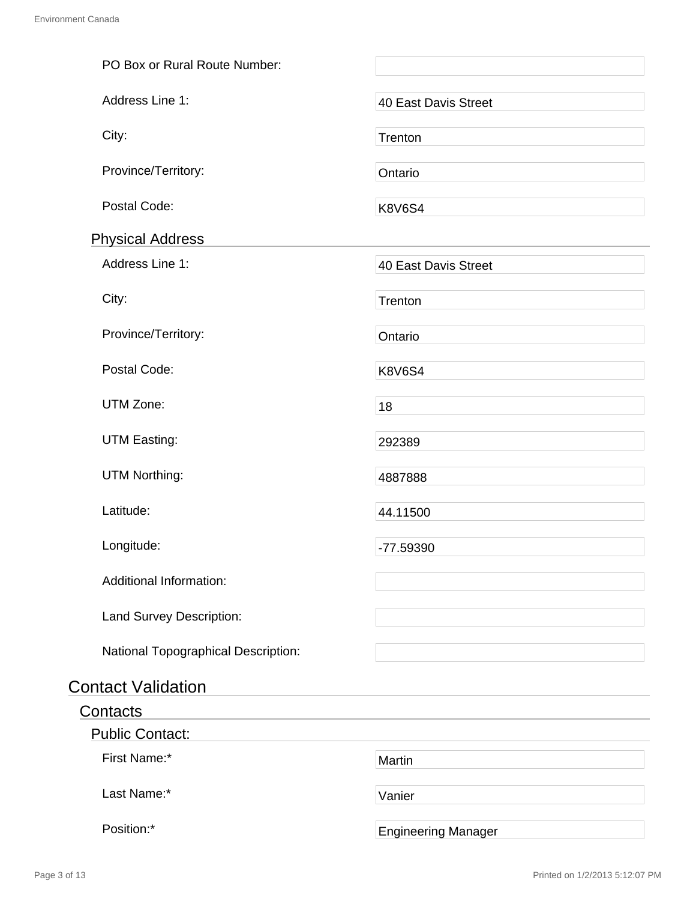PO Box or Rural Route Number:

Address Line 1: 40 East Davis Street

City: Trenton

Province/Territory: Ontario

Postal Code: K8V6S4

### Physical Address

Address Line 1: 40 East Davis Street

City: Trenton

Province/Territory: Ontario

Postal Code: K8V6S4

UTM Zone: 18

UTM Easting: 292389

UTM Northing: 4887888

Latitude: 44.11500

Longitude: -77.59390

Additional Information:

Land Survey Description:

National Topographical Description:

# Contact Validation

## Contacts

### Public Contact:

First Name:* Martin

Last Name:* Vanier

Position:* Engineering Manager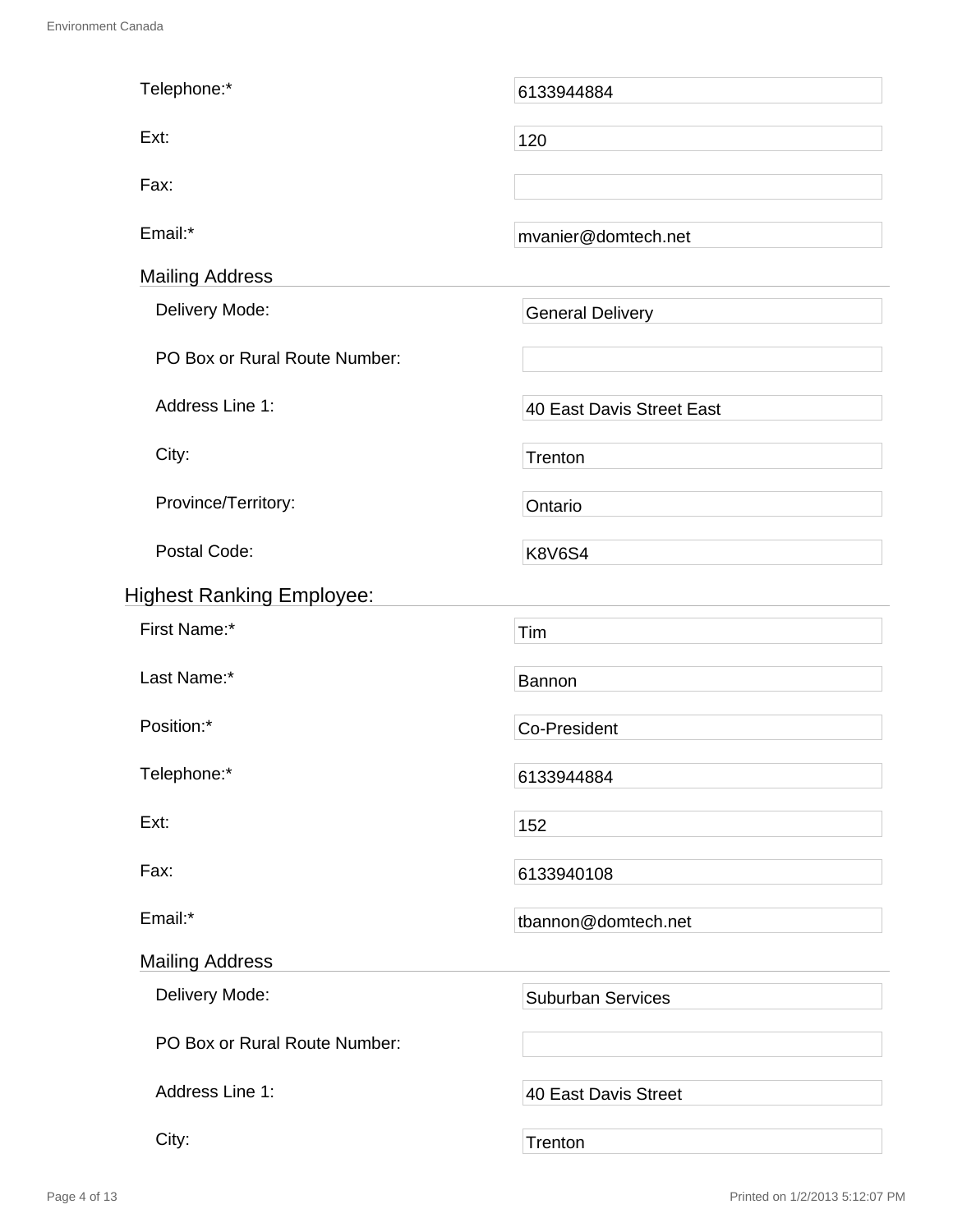Telephone:* 6133944884

Ext: 120

Fax:

Email:* mvanier@domtech.net

### Mailing Address

Delivery Mode: General Delivery

PO Box or Rural Route Number:

Address Line 1: 40 East Davis Street East

City: Trenton

Province/Territory: Ontario

Postal Code: K8V6S4

## Highest Ranking Employee:

First Name:* Tim

Last Name:* Bannon

Position:* Co-President

Telephone:* 6133944884

Ext: 152

Fax: 6133940108

Email:* tbannon@domtech.net

### Mailing Address

Delivery Mode: Suburban Services

PO Box or Rural Route Number:

Address Line 1: 40 East Davis Street

City: Trenton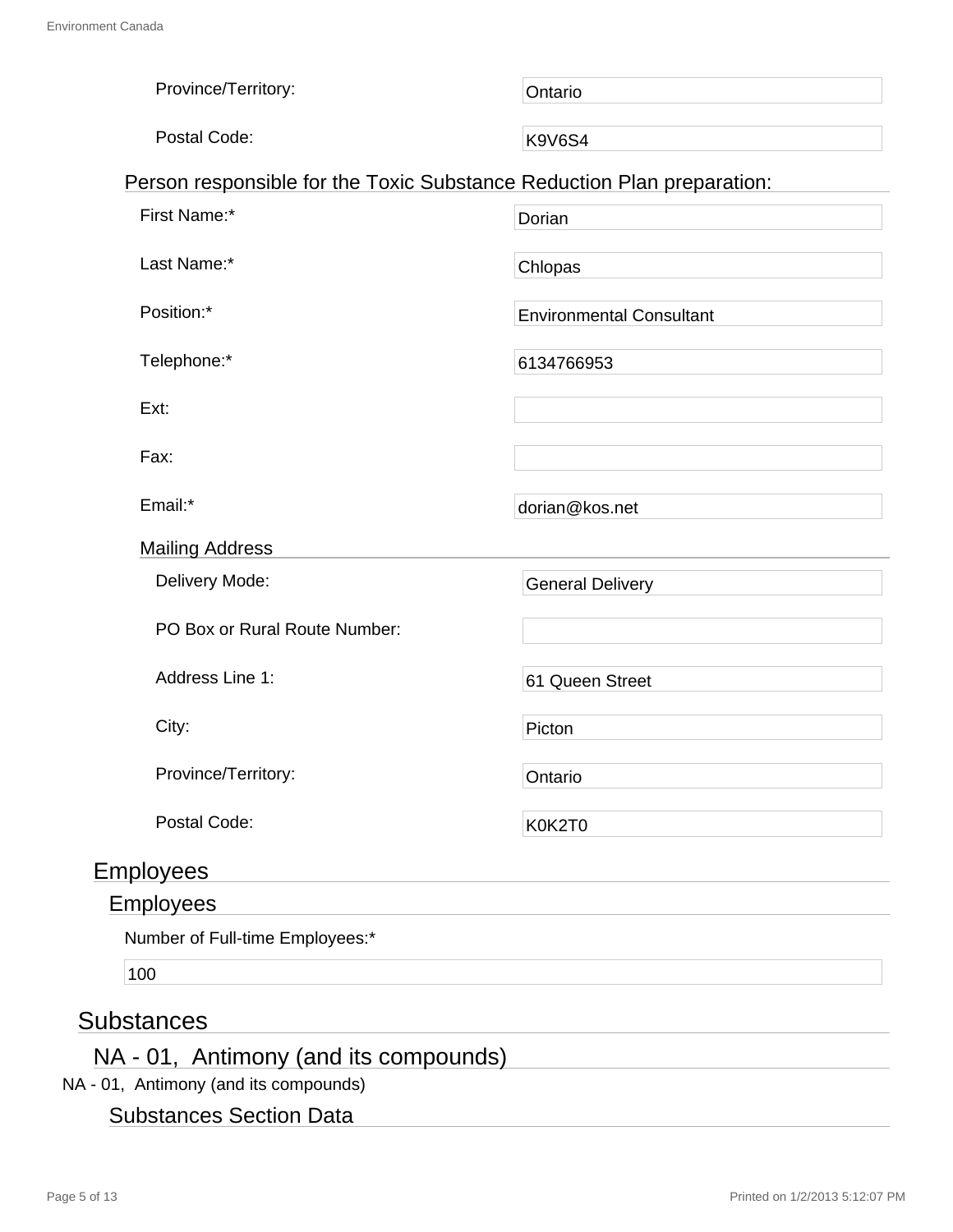Province/Territory: Ontario

Postal Code: K9V6S4

### Person responsible for the Toxic Substance Reduction Plan preparation:

First Name:* Dorian

Last Name:* Chlopas

Position:* Environmental Consultant

Telephone:* 6134766953

Ext:

Fax:

Email:* dorian@kos.net

#### Mailing Address

Delivery Mode: General Delivery

PO Box or Rural Route Number:

Address Line 1: 61 Queen Street

City: Picton

Province/Territory: Ontario

Postal Code: K0K2T0

## Employees

### Employees

Number of Full-time Employees:*

100

# Substances

## NA - 01, Antimony (and its compounds)

NA - 01, Antimony (and its compounds)

### Substances Section Data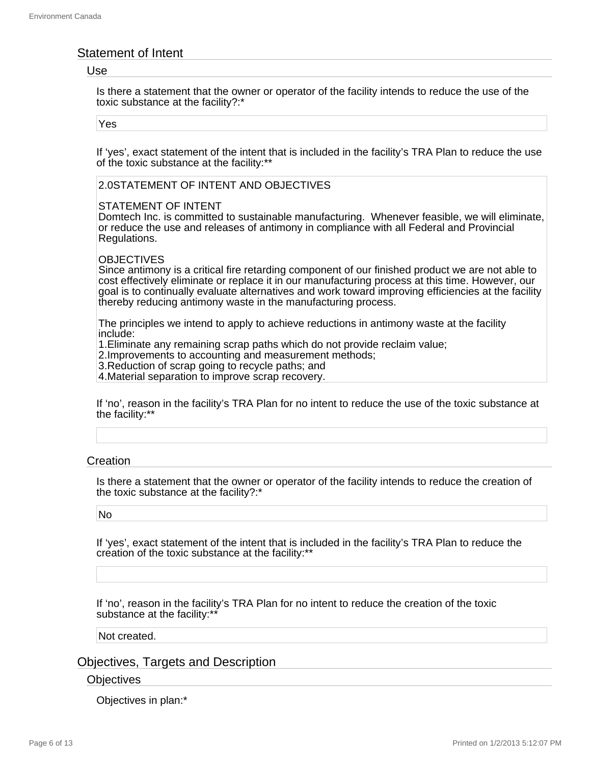## Statement of Intent

### Use

Is there a statement that the owner or operator of the facility intends to reduce the use of the toxic substance at the facility?:*

Yes

If 'yes', exact statement of the intent that is included in the facility's TRA Plan to reduce the use of the toxic substance at the facility:**

2.0STATEMENT OF INTENT AND OBJECTIVES

STATEMENT OF INTENT
Domtech Inc. is committed to sustainable manufacturing. Whenever feasible, we will eliminate, or reduce the use and releases of antimony in compliance with all Federal and Provincial Regulations.

OBJECTIVES
Since antimony is a critical fire retarding component of our finished product we are not able to cost effectively eliminate or replace it in our manufacturing process at this time. However, our goal is to continually evaluate alternatives and work toward improving efficiencies at the facility thereby reducing antimony waste in the manufacturing process.

The principles we intend to apply to achieve reductions in antimony waste at the facility include:
1.Eliminate any remaining scrap paths which do not provide reclaim value;
2.Improvements to accounting and measurement methods;
3.Reduction of scrap going to recycle paths; and
4.Material separation to improve scrap recovery.

If 'no', reason in the facility's TRA Plan for no intent to reduce the use of the toxic substance at the facility:**

### Creation

Is there a statement that the owner or operator of the facility intends to reduce the creation of the toxic substance at the facility?:*

No

If 'yes', exact statement of the intent that is included in the facility's TRA Plan to reduce the creation of the toxic substance at the facility:**

If 'no', reason in the facility's TRA Plan for no intent to reduce the creation of the toxic substance at the facility:**

Not created.

## Objectives, Targets and Description

### Objectives

Objectives in plan:*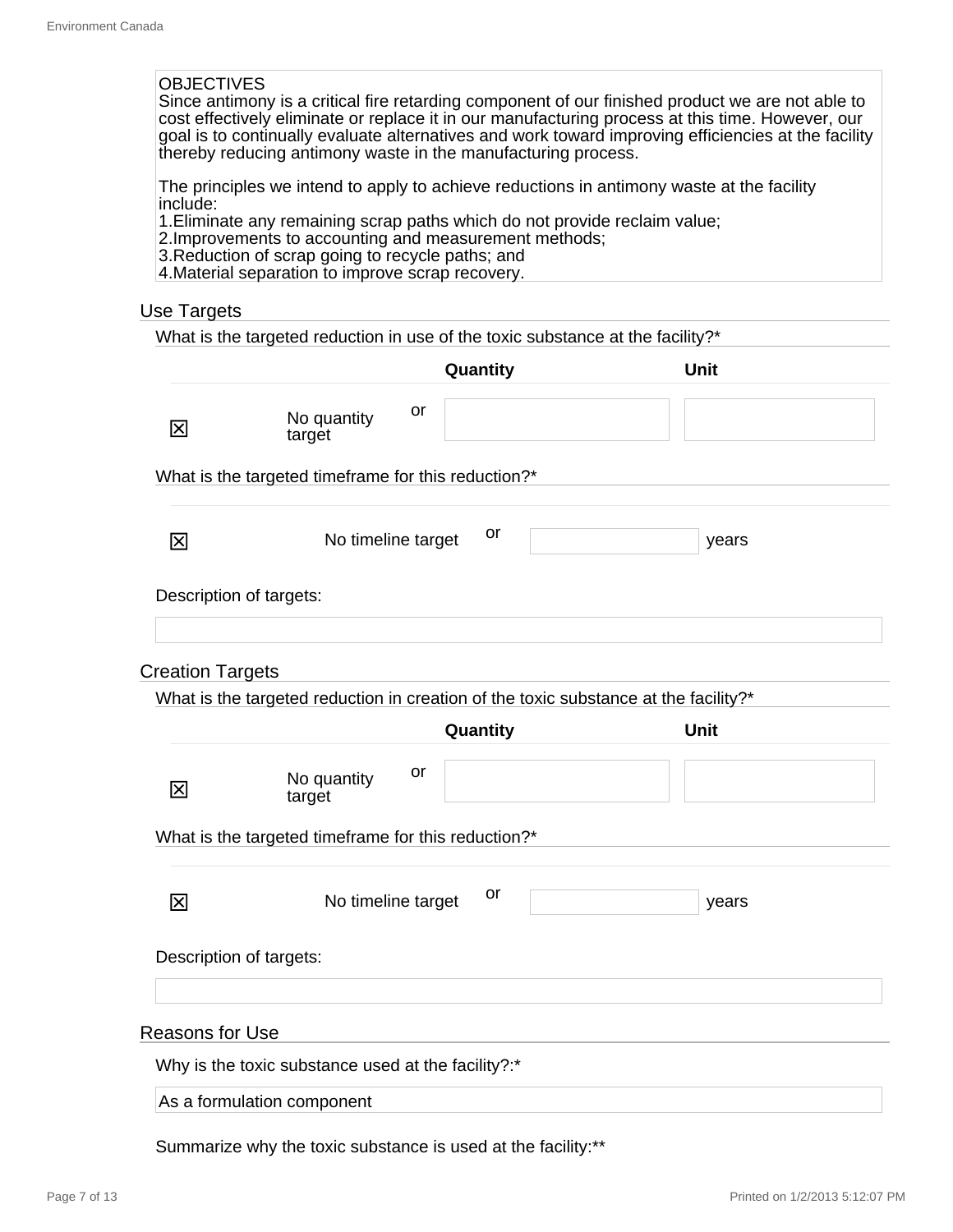OBJECTIVES
Since antimony is a critical fire retarding component of our finished product we are not able to cost effectively eliminate or replace it in our manufacturing process at this time. However, our goal is to continually evaluate alternatives and work toward improving efficiencies at the facility thereby reducing antimony waste in the manufacturing process.

The principles we intend to apply to achieve reductions in antimony waste at the facility include:
1.Eliminate any remaining scrap paths which do not provide reclaim value;
2.Improvements to accounting and measurement methods;
3.Reduction of scrap going to recycle paths; and
4.Material separation to improve scrap recovery.

## Use Targets

What is the targeted reduction in use of the toxic substance at the facility?*

| | | | Quantity | Unit |
|---|---|---|---|---|
| ☒ | No quantity target | or | | |

What is the targeted timeframe for this reduction?*

| | | | | |
|---|---|---|---|---|
| ☒ | No timeline target | or | | years |

Description of targets:

## Creation Targets

What is the targeted reduction in creation of the toxic substance at the facility?*

| | | | Quantity | Unit |
|---|---|---|---|---|
| ☒ | No quantity target | or | | |

What is the targeted timeframe for this reduction?*

| | | | | |
|---|---|---|---|---|
| ☒ | No timeline target | or | | years |

Description of targets:

## Reasons for Use

Why is the toxic substance used at the facility?:*

As a formulation component

Summarize why the toxic substance is used at the facility:**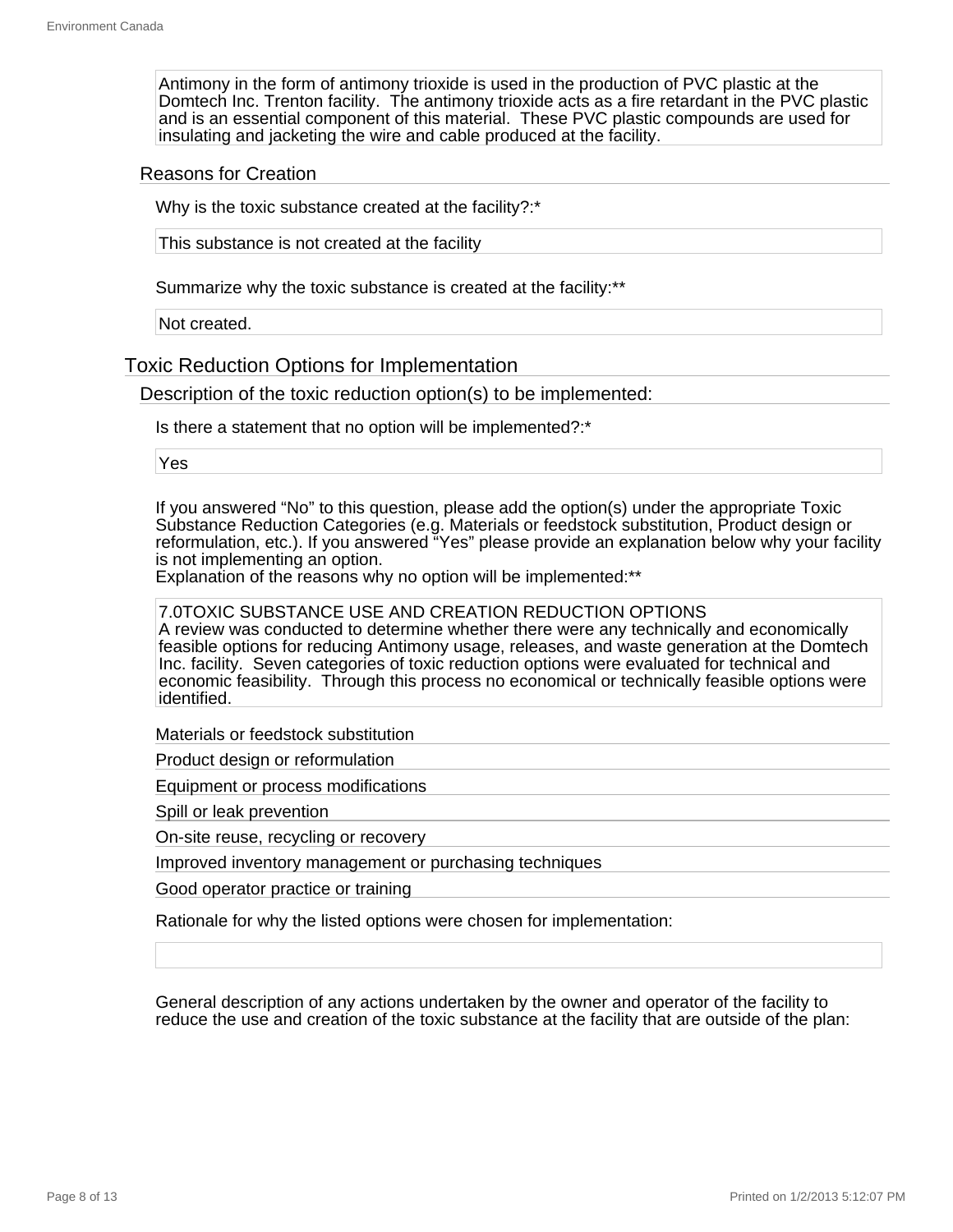Antimony in the form of antimony trioxide is used in the production of PVC plastic at the Domtech Inc. Trenton facility. The antimony trioxide acts as a fire retardant in the PVC plastic and is an essential component of this material. These PVC plastic compounds are used for insulating and jacketing the wire and cable produced at the facility.

### Reasons for Creation

Why is the toxic substance created at the facility?:*

This substance is not created at the facility

Summarize why the toxic substance is created at the facility:**

Not created.

## Toxic Reduction Options for Implementation

### Description of the toxic reduction option(s) to be implemented:

Is there a statement that no option will be implemented?:*

Yes

If you answered "No" to this question, please add the option(s) under the appropriate Toxic Substance Reduction Categories (e.g. Materials or feedstock substitution, Product design or reformulation, etc.). If you answered "Yes" please provide an explanation below why your facility is not implementing an option.
Explanation of the reasons why no option will be implemented:**

7.0TOXIC SUBSTANCE USE AND CREATION REDUCTION OPTIONS
A review was conducted to determine whether there were any technically and economically feasible options for reducing Antimony usage, releases, and waste generation at the Domtech Inc. facility. Seven categories of toxic reduction options were evaluated for technical and economic feasibility. Through this process no economical or technically feasible options were identified.

#### Materials or feedstock substitution

#### Product design or reformulation

#### Equipment or process modifications

#### Spill or leak prevention

#### On-site reuse, recycling or recovery

#### Improved inventory management or purchasing techniques

#### Good operator practice or training

Rationale for why the listed options were chosen for implementation:

General description of any actions undertaken by the owner and operator of the facility to reduce the use and creation of the toxic substance at the facility that are outside of the plan: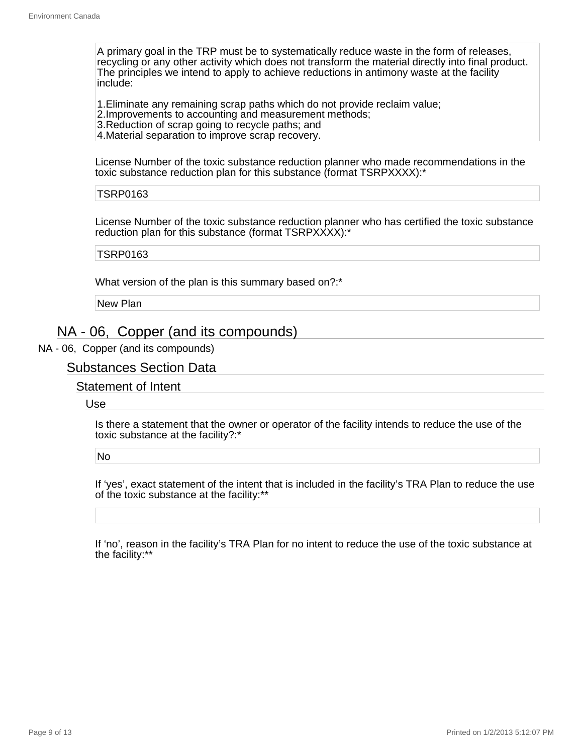A primary goal in the TRP must be to systematically reduce waste in the form of releases, recycling or any other activity which does not transform the material directly into final product. The principles we intend to apply to achieve reductions in antimony waste at the facility include:

1.Eliminate any remaining scrap paths which do not provide reclaim value;
2.Improvements to accounting and measurement methods;
3.Reduction of scrap going to recycle paths; and
4.Material separation to improve scrap recovery.

License Number of the toxic substance reduction planner who made recommendations in the toxic substance reduction plan for this substance (format TSRPXXXX):*

TSRP0163

License Number of the toxic substance reduction planner who has certified the toxic substance reduction plan for this substance (format TSRPXXXX):*

TSRP0163

What version of the plan is this summary based on?:*

New Plan

## NA - 06, Copper (and its compounds)

NA - 06, Copper (and its compounds)

### Substances Section Data

#### Statement of Intent

##### Use

Is there a statement that the owner or operator of the facility intends to reduce the use of the toxic substance at the facility?:*

No

If 'yes', exact statement of the intent that is included in the facility's TRA Plan to reduce the use of the toxic substance at the facility:**

If 'no', reason in the facility's TRA Plan for no intent to reduce the use of the toxic substance at the facility:**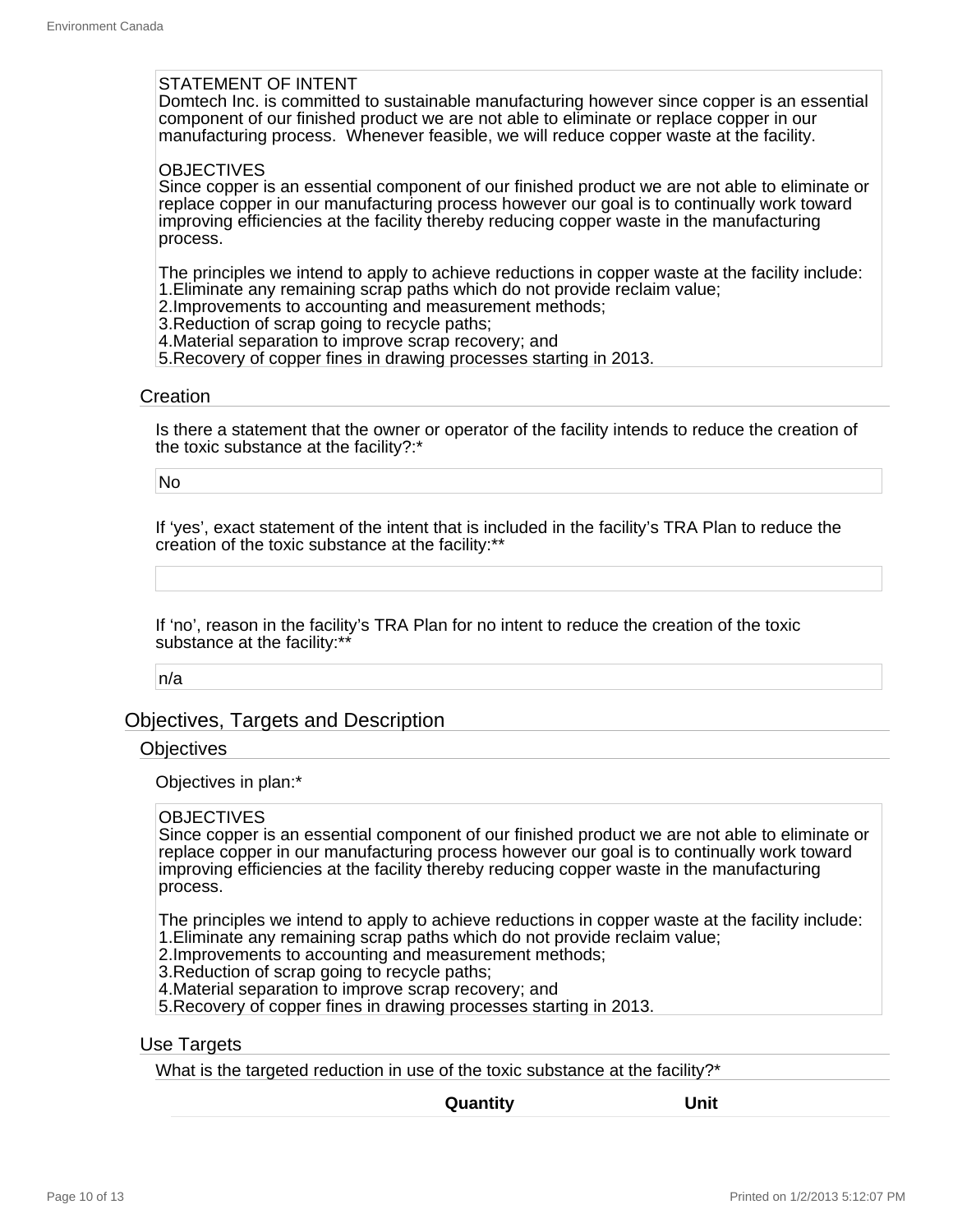STATEMENT OF INTENT
Domtech Inc. is committed to sustainable manufacturing however since copper is an essential component of our finished product we are not able to eliminate or replace copper in our manufacturing process.  Whenever feasible, we will reduce copper waste at the facility.

OBJECTIVES
Since copper is an essential component of our finished product we are not able to eliminate or replace copper in our manufacturing process however our goal is to continually work toward improving efficiencies at the facility thereby reducing copper waste in the manufacturing process.

The principles we intend to apply to achieve reductions in copper waste at the facility include:
1.Eliminate any remaining scrap paths which do not provide reclaim value;
2.Improvements to accounting and measurement methods;
3.Reduction of scrap going to recycle paths;
4.Material separation to improve scrap recovery; and
5.Recovery of copper fines in drawing processes starting in 2013.

### Creation

Is there a statement that the owner or operator of the facility intends to reduce the creation of the toxic substance at the facility?:*

No

If 'yes', exact statement of the intent that is included in the facility's TRA Plan to reduce the creation of the toxic substance at the facility:**

If 'no', reason in the facility's TRA Plan for no intent to reduce the creation of the toxic substance at the facility:**

n/a

## Objectives, Targets and Description

### Objectives

Objectives in plan:*

OBJECTIVES
Since copper is an essential component of our finished product we are not able to eliminate or replace copper in our manufacturing process however our goal is to continually work toward improving efficiencies at the facility thereby reducing copper waste in the manufacturing process.

The principles we intend to apply to achieve reductions in copper waste at the facility include:
1.Eliminate any remaining scrap paths which do not provide reclaim value;
2.Improvements to accounting and measurement methods;
3.Reduction of scrap going to recycle paths;
4.Material separation to improve scrap recovery; and
5.Recovery of copper fines in drawing processes starting in 2013.

### Use Targets

What is the targeted reduction in use of the toxic substance at the facility?*

| Quantity | Unit |
|---|---|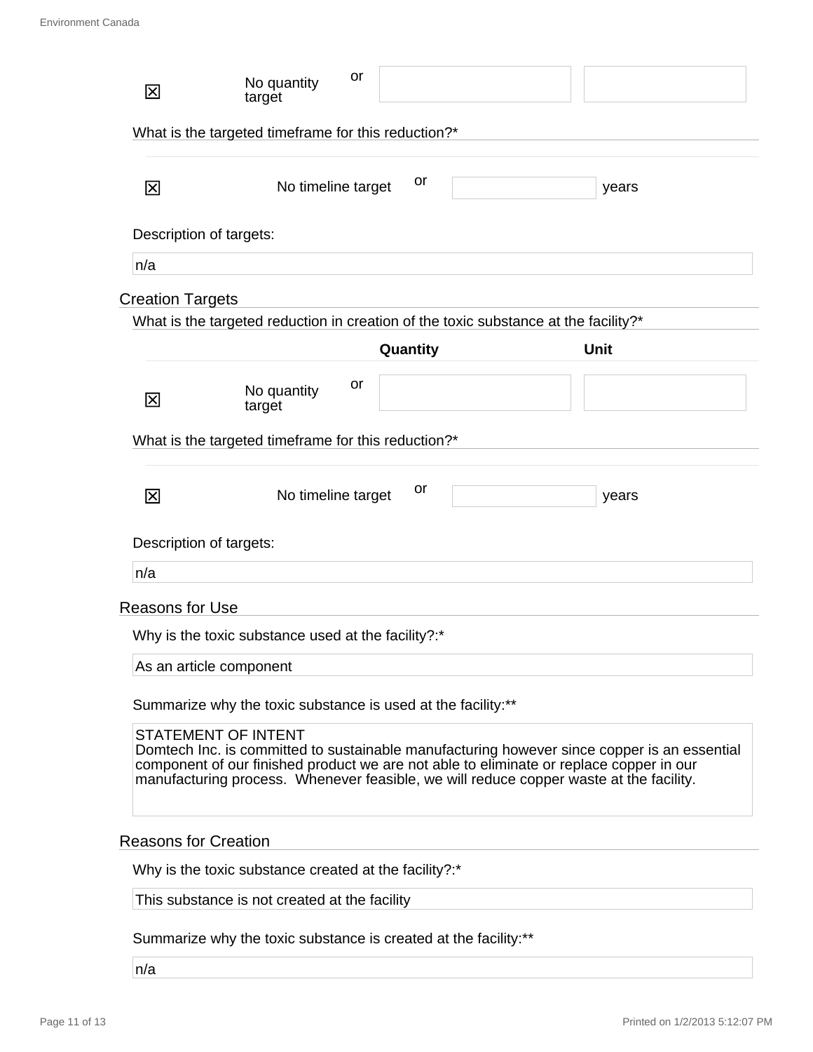| | | | Quantity | Unit |
|---|---|---|---|---|
| ☒ | No quantity target | or | | |

What is the targeted timeframe for this reduction?*

| | | | | |
|---|---|---|---|---|
| ☒ | No timeline target | or | | years |

Description of targets:

n/a

## Creation Targets

What is the targeted reduction in creation of the toxic substance at the facility?*

| | | | Quantity | Unit |
|---|---|---|---|---|
| ☒ | No quantity target | or | | |

What is the targeted timeframe for this reduction?*

| | | | | |
|---|---|---|---|---|
| ☒ | No timeline target | or | | years |

Description of targets:

n/a

## Reasons for Use

Why is the toxic substance used at the facility?:*

As an article component

Summarize why the toxic substance is used at the facility:**

STATEMENT OF INTENT
Domtech Inc. is committed to sustainable manufacturing however since copper is an essential component of our finished product we are not able to eliminate or replace copper in our manufacturing process. Whenever feasible, we will reduce copper waste at the facility.

## Reasons for Creation

Why is the toxic substance created at the facility?:*

This substance is not created at the facility

Summarize why the toxic substance is created at the facility:**

n/a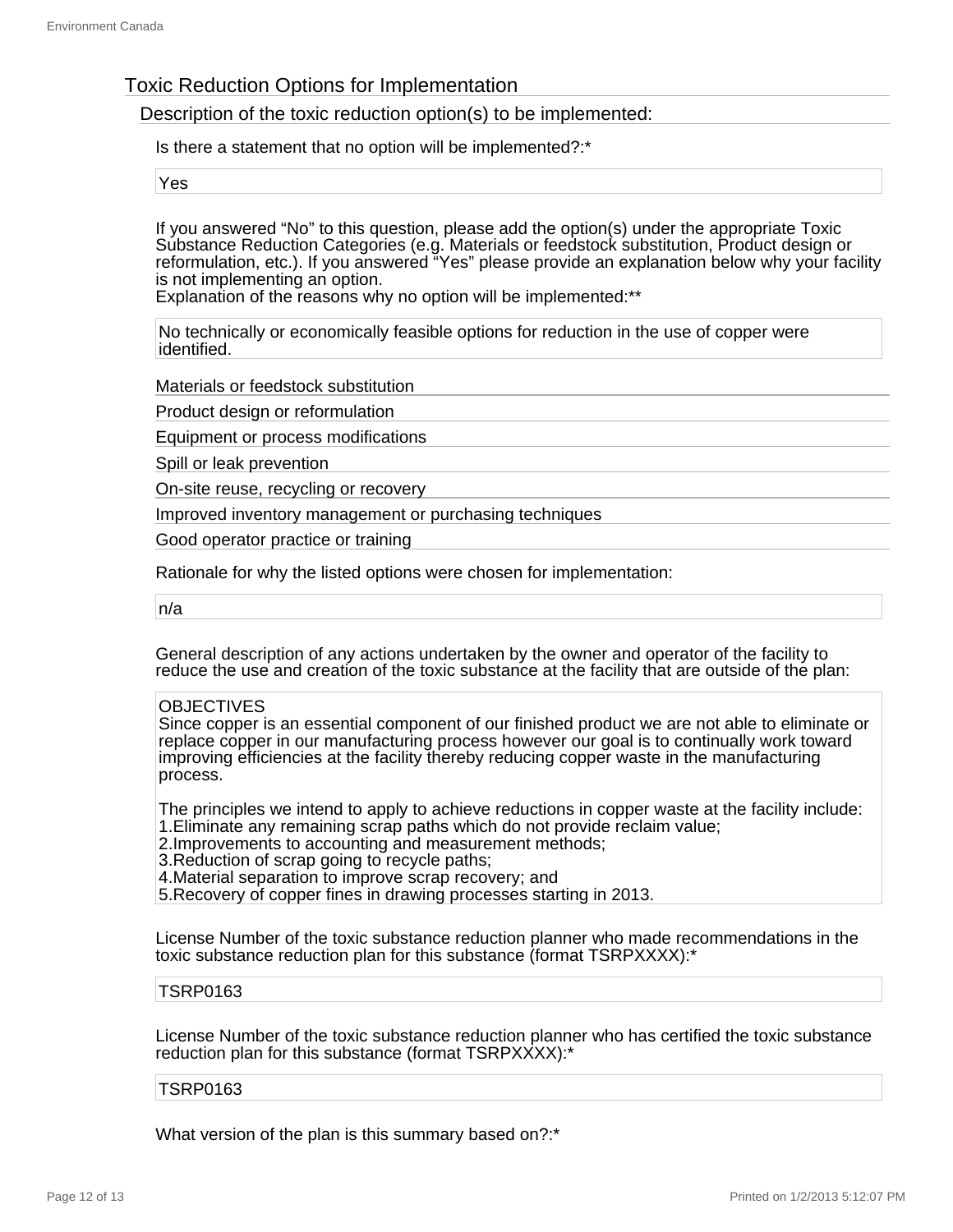## Toxic Reduction Options for Implementation

### Description of the toxic reduction option(s) to be implemented:

Is there a statement that no option will be implemented?:*

Yes

If you answered “No” to this question, please add the option(s) under the appropriate Toxic Substance Reduction Categories (e.g. Materials or feedstock substitution, Product design or reformulation, etc.). If you answered “Yes” please provide an explanation below why your facility is not implementing an option.
Explanation of the reasons why no option will be implemented:**

No technically or economically feasible options for reduction in the use of copper were identified.

#### Materials or feedstock substitution

#### Product design or reformulation

#### Equipment or process modifications

#### Spill or leak prevention

#### On-site reuse, recycling or recovery

#### Improved inventory management or purchasing techniques

#### Good operator practice or training

Rationale for why the listed options were chosen for implementation:

n/a

General description of any actions undertaken by the owner and operator of the facility to reduce the use and creation of the toxic substance at the facility that are outside of the plan:

OBJECTIVES
Since copper is an essential component of our finished product we are not able to eliminate or replace copper in our manufacturing process however our goal is to continually work toward improving efficiencies at the facility thereby reducing copper waste in the manufacturing process.

The principles we intend to apply to achieve reductions in copper waste at the facility include:
1.Eliminate any remaining scrap paths which do not provide reclaim value;
2.Improvements to accounting and measurement methods;
3.Reduction of scrap going to recycle paths;
4.Material separation to improve scrap recovery; and
5.Recovery of copper fines in drawing processes starting in 2013.

License Number of the toxic substance reduction planner who made recommendations in the toxic substance reduction plan for this substance (format TSRPXXXX):*

TSRP0163

License Number of the toxic substance reduction planner who has certified the toxic substance reduction plan for this substance (format TSRPXXXX):*

TSRP0163

What version of the plan is this summary based on?:*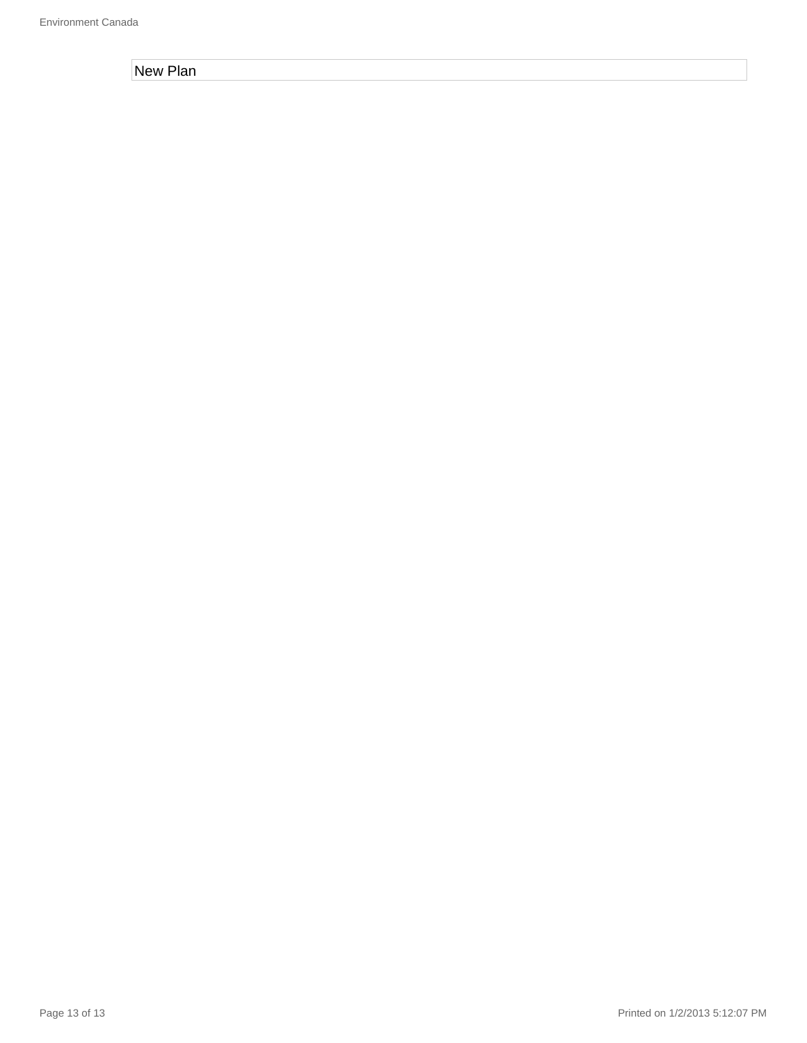New Plan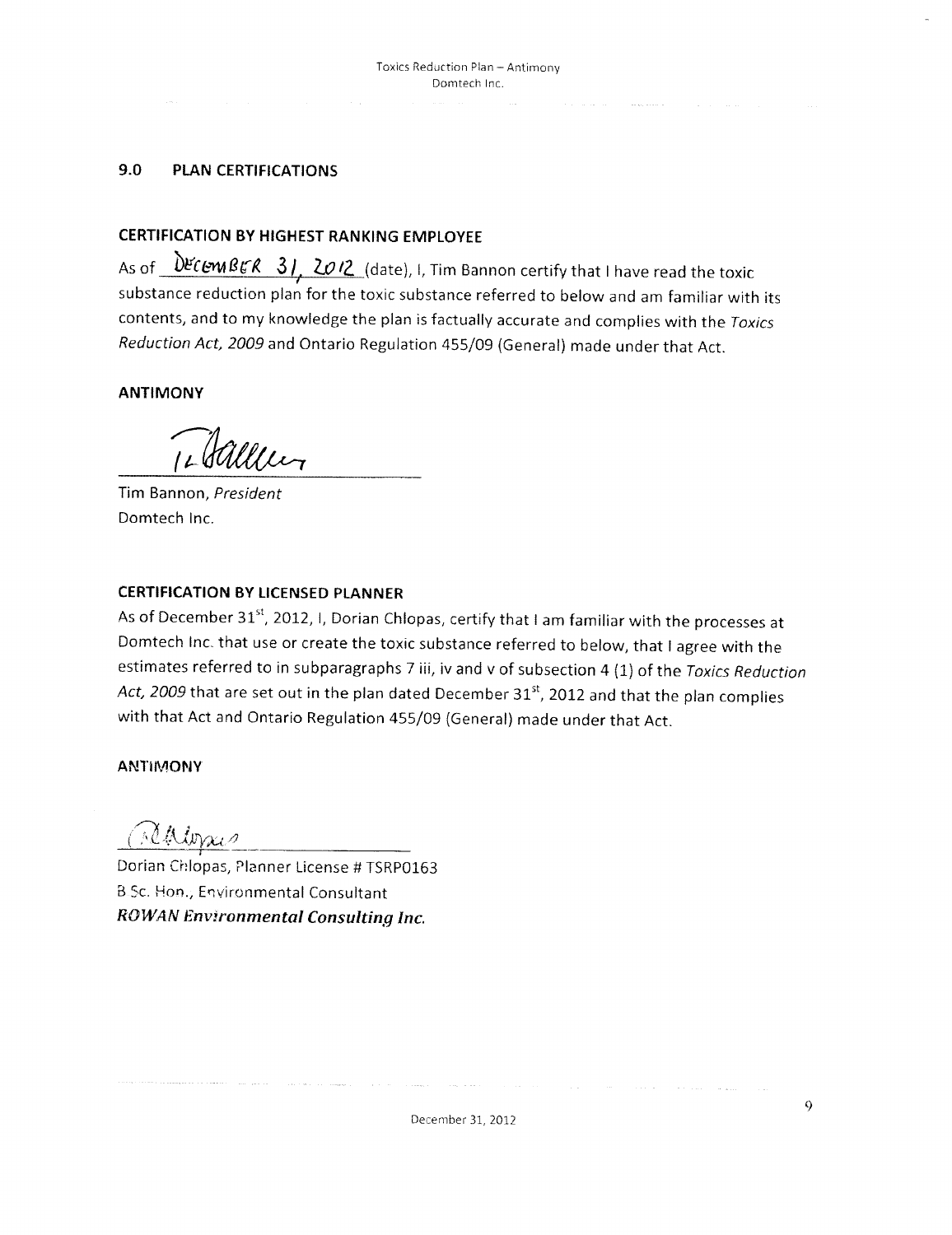## 9.0 PLAN CERTIFICATIONS

### CERTIFICATION BY HIGHEST RANKING EMPLOYEE

As of December 31, 2012 (date), I, Tim Bannon certify that I have read the toxic substance reduction plan for the toxic substance referred to below and am familiar with its contents, and to my knowledge the plan is factually accurate and complies with the *Toxics Reduction Act, 2009* and Ontario Regulation 455/09 (General) made under that Act.

**ANTIMONY**

Tim Bannon, *President*
Domtech Inc.

### CERTIFICATION BY LICENSED PLANNER

As of December 31st, 2012, I, Dorian Chlopas, certify that I am familiar with the processes at Domtech Inc. that use or create the toxic substance referred to below, that I agree with the estimates referred to in subparagraphs 7 iii, iv and v of subsection 4 (1) of the *Toxics Reduction Act, 2009* that are set out in the plan dated December 31st, 2012 and that the plan complies with that Act and Ontario Regulation 455/09 (General) made under that Act.

**ANTIMONY**

Dorian Chlopas, Planner License # TSRP0163
B Sc. Hon., Environmental Consultant
***ROWAN Environmental Consulting Inc.***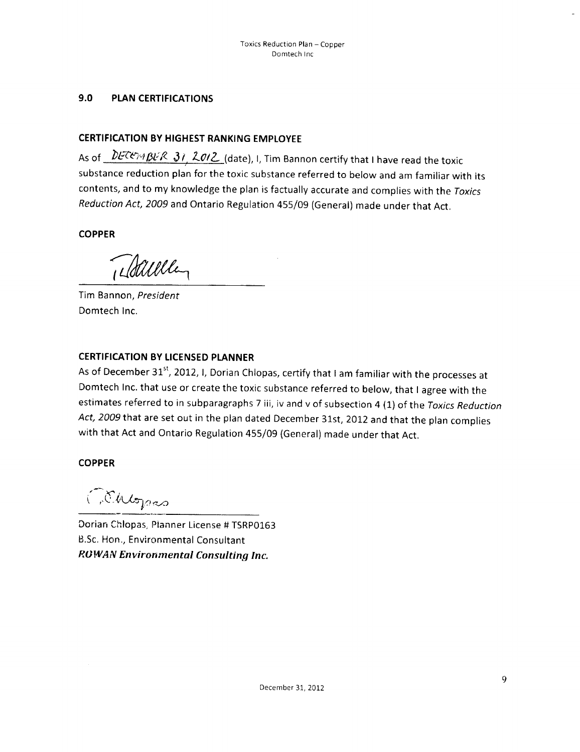## 9.0 PLAN CERTIFICATIONS

### CERTIFICATION BY HIGHEST RANKING EMPLOYEE

As of DECEMBER 31, 2012 (date), I, Tim Bannon certify that I have read the toxic substance reduction plan for the toxic substance referred to below and am familiar with its contents, and to my knowledge the plan is factually accurate and complies with the *Toxics Reduction Act, 2009* and Ontario Regulation 455/09 (General) made under that Act.

**COPPER**

Tim Bannon, *President*
Domtech Inc.

### CERTIFICATION BY LICENSED PLANNER

As of December 31st, 2012, I, Dorian Chlopas, certify that I am familiar with the processes at Domtech Inc. that use or create the toxic substance referred to below, that I agree with the estimates referred to in subparagraphs 7 iii, iv and v of subsection 4 (1) of the *Toxics Reduction Act, 2009* that are set out in the plan dated December 31st, 2012 and that the plan complies with that Act and Ontario Regulation 455/09 (General) made under that Act.

**COPPER**

Dorian Chlopas, Planner License # TSRP0163
B.Sc. Hon., Environmental Consultant
***ROWAN Environmental Consulting Inc.***